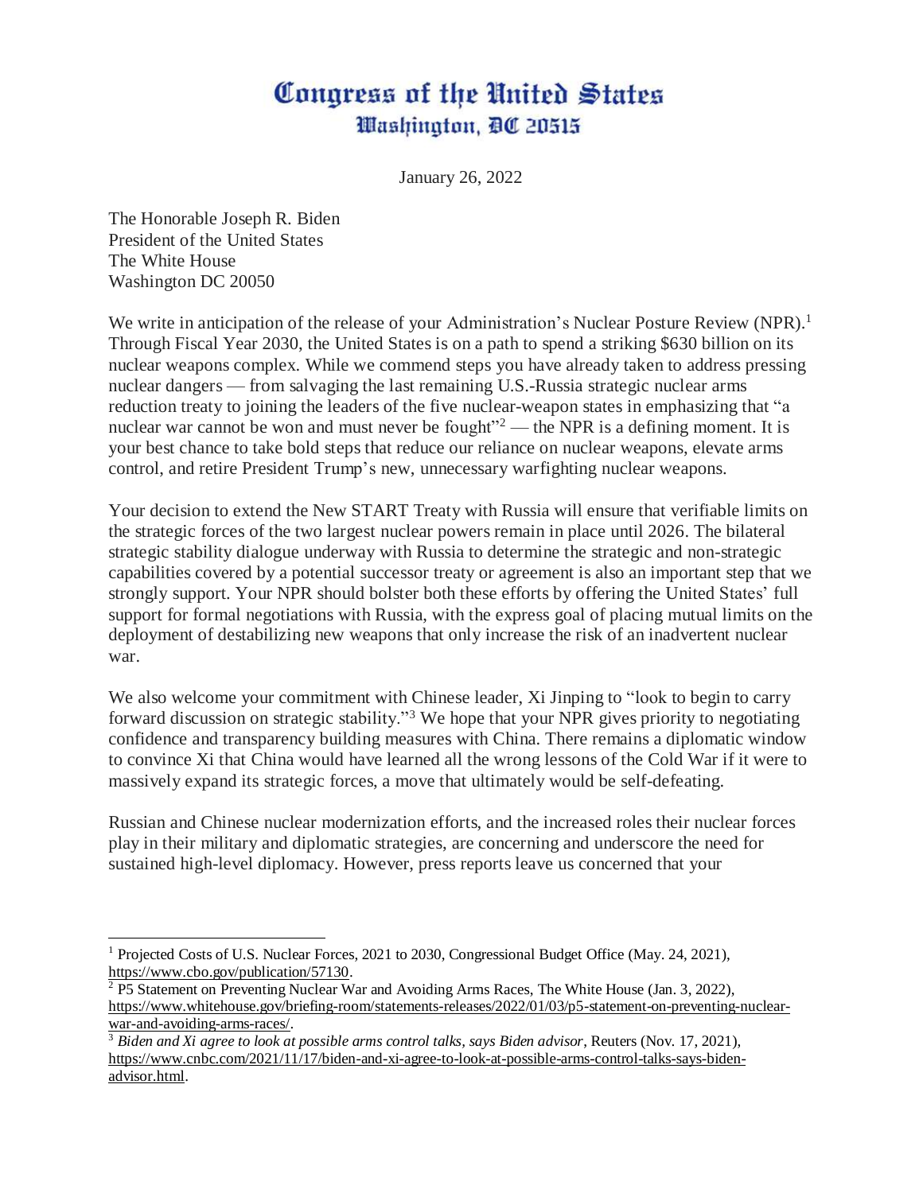# Congress of the United States
## Washington, DC 20515

January 26, 2022

The Honorable Joseph R. Biden
President of the United States
The White House
Washington DC 20050

We write in anticipation of the release of your Administration's Nuclear Posture Review (NPR).[1] Through Fiscal Year 2030, the United States is on a path to spend a striking $630 billion on its nuclear weapons complex. While we commend steps you have already taken to address pressing nuclear dangers — from salvaging the last remaining U.S.-Russia strategic nuclear arms reduction treaty to joining the leaders of the five nuclear-weapon states in emphasizing that "a nuclear war cannot be won and must never be fought"[2] — the NPR is a defining moment. It is your best chance to take bold steps that reduce our reliance on nuclear weapons, elevate arms control, and retire President Trump's new, unnecessary warfighting nuclear weapons.

Your decision to extend the New START Treaty with Russia will ensure that verifiable limits on the strategic forces of the two largest nuclear powers remain in place until 2026. The bilateral strategic stability dialogue underway with Russia to determine the strategic and non-strategic capabilities covered by a potential successor treaty or agreement is also an important step that we strongly support. Your NPR should bolster both these efforts by offering the United States' full support for formal negotiations with Russia, with the express goal of placing mutual limits on the deployment of destabilizing new weapons that only increase the risk of an inadvertent nuclear war.

We also welcome your commitment with Chinese leader, Xi Jinping to "look to begin to carry forward discussion on strategic stability."[3] We hope that your NPR gives priority to negotiating confidence and transparency building measures with China. There remains a diplomatic window to convince Xi that China would have learned all the wrong lessons of the Cold War if it were to massively expand its strategic forces, a move that ultimately would be self-defeating.

Russian and Chinese nuclear modernization efforts, and the increased roles their nuclear forces play in their military and diplomatic strategies, are concerning and underscore the need for sustained high-level diplomacy. However, press reports leave us concerned that your

---

[1] Projected Costs of U.S. Nuclear Forces, 2021 to 2030, Congressional Budget Office (May. 24, 2021), https://www.cbo.gov/publication/57130.

[2] P5 Statement on Preventing Nuclear War and Avoiding Arms Races, The White House (Jan. 3, 2022), https://www.whitehouse.gov/briefing-room/statements-releases/2022/01/03/p5-statement-on-preventing-nuclear-war-and-avoiding-arms-races/.

[3] *Biden and Xi agree to look at possible arms control talks, says Biden advisor*, Reuters (Nov. 17, 2021), https://www.cnbc.com/2021/11/17/biden-and-xi-agree-to-look-at-possible-arms-control-talks-says-biden-advisor.html.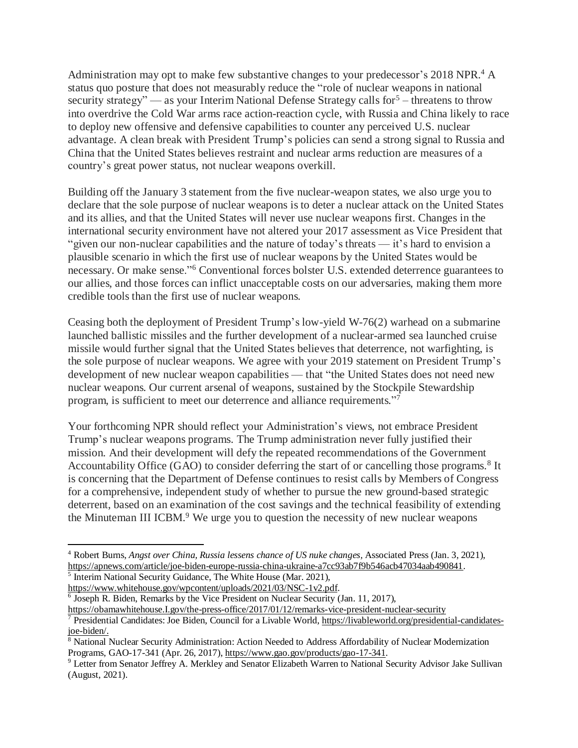Administration may opt to make few substantive changes to your predecessor's 2018 NPR.[4] A status quo posture that does not measurably reduce the "role of nuclear weapons in national security strategy" — as your Interim National Defense Strategy calls for[5] – threatens to throw into overdrive the Cold War arms race action-reaction cycle, with Russia and China likely to race to deploy new offensive and defensive capabilities to counter any perceived U.S. nuclear advantage. A clean break with President Trump's policies can send a strong signal to Russia and China that the United States believes restraint and nuclear arms reduction are measures of a country's great power status, not nuclear weapons overkill.

Building off the January 3 statement from the five nuclear-weapon states, we also urge you to declare that the sole purpose of nuclear weapons is to deter a nuclear attack on the United States and its allies, and that the United States will never use nuclear weapons first. Changes in the international security environment have not altered your 2017 assessment as Vice President that "given our non-nuclear capabilities and the nature of today's threats — it's hard to envision a plausible scenario in which the first use of nuclear weapons by the United States would be necessary. Or make sense."[6] Conventional forces bolster U.S. extended deterrence guarantees to our allies, and those forces can inflict unacceptable costs on our adversaries, making them more credible tools than the first use of nuclear weapons.

Ceasing both the deployment of President Trump's low-yield W-76(2) warhead on a submarine launched ballistic missiles and the further development of a nuclear-armed sea launched cruise missile would further signal that the United States believes that deterrence, not warfighting, is the sole purpose of nuclear weapons. We agree with your 2019 statement on President Trump's development of new nuclear weapon capabilities — that "the United States does not need new nuclear weapons. Our current arsenal of weapons, sustained by the Stockpile Stewardship program, is sufficient to meet our deterrence and alliance requirements."[7]

Your forthcoming NPR should reflect your Administration's views, not embrace President Trump's nuclear weapons programs. The Trump administration never fully justified their mission. And their development will defy the repeated recommendations of the Government Accountability Office (GAO) to consider deferring the start of or cancelling those programs.[8] It is concerning that the Department of Defense continues to resist calls by Members of Congress for a comprehensive, independent study of whether to pursue the new ground-based strategic deterrent, based on an examination of the cost savings and the technical feasibility of extending the Minuteman III ICBM.[9] We urge you to question the necessity of new nuclear weapons

---

[4] Robert Burns, *Angst over China, Russia lessens chance of US nuke changes*, Associated Press (Jan. 3, 2021), https://apnews.com/article/joe-biden-europe-russia-china-ukraine-a7cc93ab7f9b546acb47034aab490841.

[5] Interim National Security Guidance, The White House (Mar. 2021), https://www.whitehouse.gov/wpcontent/uploads/2021/03/NSC-1v2.pdf.

[6] Joseph R. Biden, Remarks by the Vice President on Nuclear Security (Jan. 11, 2017), https://obamawhitehouse.I.gov/the-press-office/2017/01/12/remarks-vice-president-nuclear-security

[7] Presidential Candidates: Joe Biden, Council for a Livable World, https://livableworld.org/presidential-candidates-joe-biden/.

[8] National Nuclear Security Administration: Action Needed to Address Affordability of Nuclear Modernization Programs, GAO-17-341 (Apr. 26, 2017), https://www.gao.gov/products/gao-17-341.

[9] Letter from Senator Jeffrey A. Merkley and Senator Elizabeth Warren to National Security Advisor Jake Sullivan (August, 2021).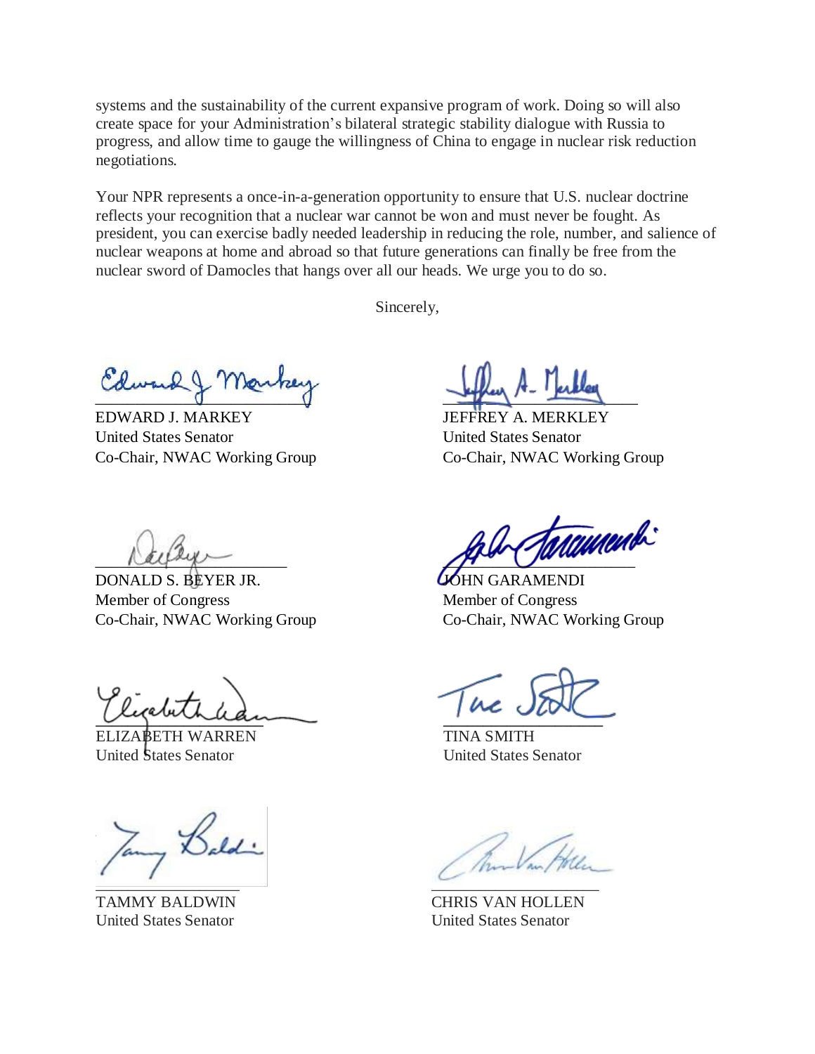systems and the sustainability of the current expansive program of work. Doing so will also create space for your Administration's bilateral strategic stability dialogue with Russia to progress, and allow time to gauge the willingness of China to engage in nuclear risk reduction negotiations.

Your NPR represents a once-in-a-generation opportunity to ensure that U.S. nuclear doctrine reflects your recognition that a nuclear war cannot be won and must never be fought. As president, you can exercise badly needed leadership in reducing the role, number, and salience of nuclear weapons at home and abroad so that future generations can finally be free from the nuclear sword of Damocles that hangs over all our heads. We urge you to do so.

Sincerely,

EDWARD J. MARKEY
United States Senator
Co-Chair, NWAC Working Group

JEFFREY A. MERKLEY
United States Senator
Co-Chair, NWAC Working Group

DONALD S. BEYER JR.
Member of Congress
Co-Chair, NWAC Working Group

JOHN GARAMENDI
Member of Congress
Co-Chair, NWAC Working Group

ELIZABETH WARREN
United States Senator

TINA SMITH
United States Senator

TAMMY BALDWIN
United States Senator

CHRIS VAN HOLLEN
United States Senator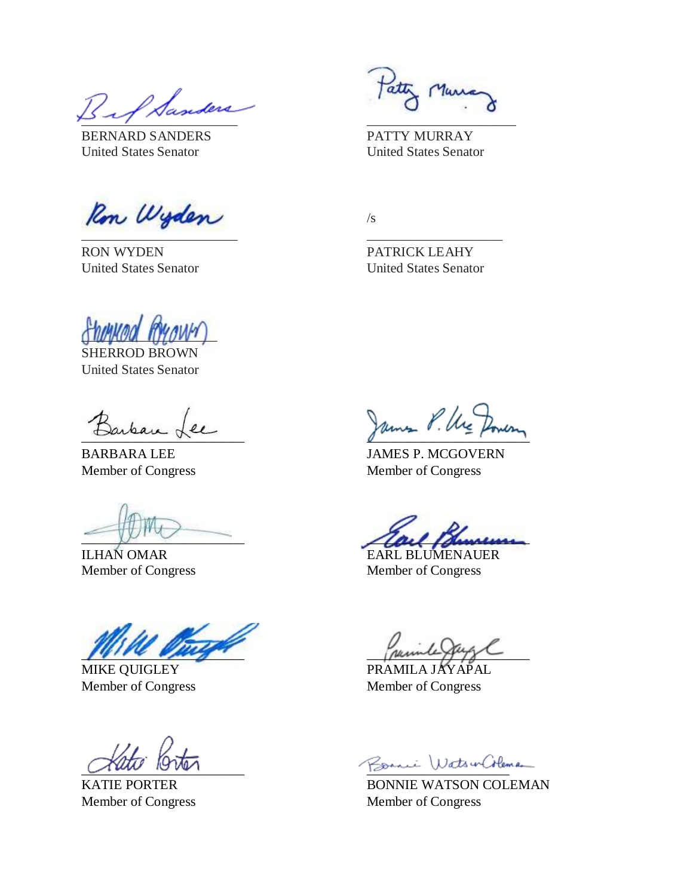BERNARD SANDERS
United States Senator

PATTY MURRAY
United States Senator

RON WYDEN
United States Senator

/s

PATRICK LEAHY
United States Senator

SHERROD BROWN
United States Senator

BARBARA LEE
Member of Congress

JAMES P. MCGOVERN
Member of Congress

ILHAN OMAR
Member of Congress

EARL BLUMENAUER
Member of Congress

MIKE QUIGLEY
Member of Congress

PRAMILA JAYAPAL
Member of Congress

KATIE PORTER
Member of Congress

BONNIE WATSON COLEMAN
Member of Congress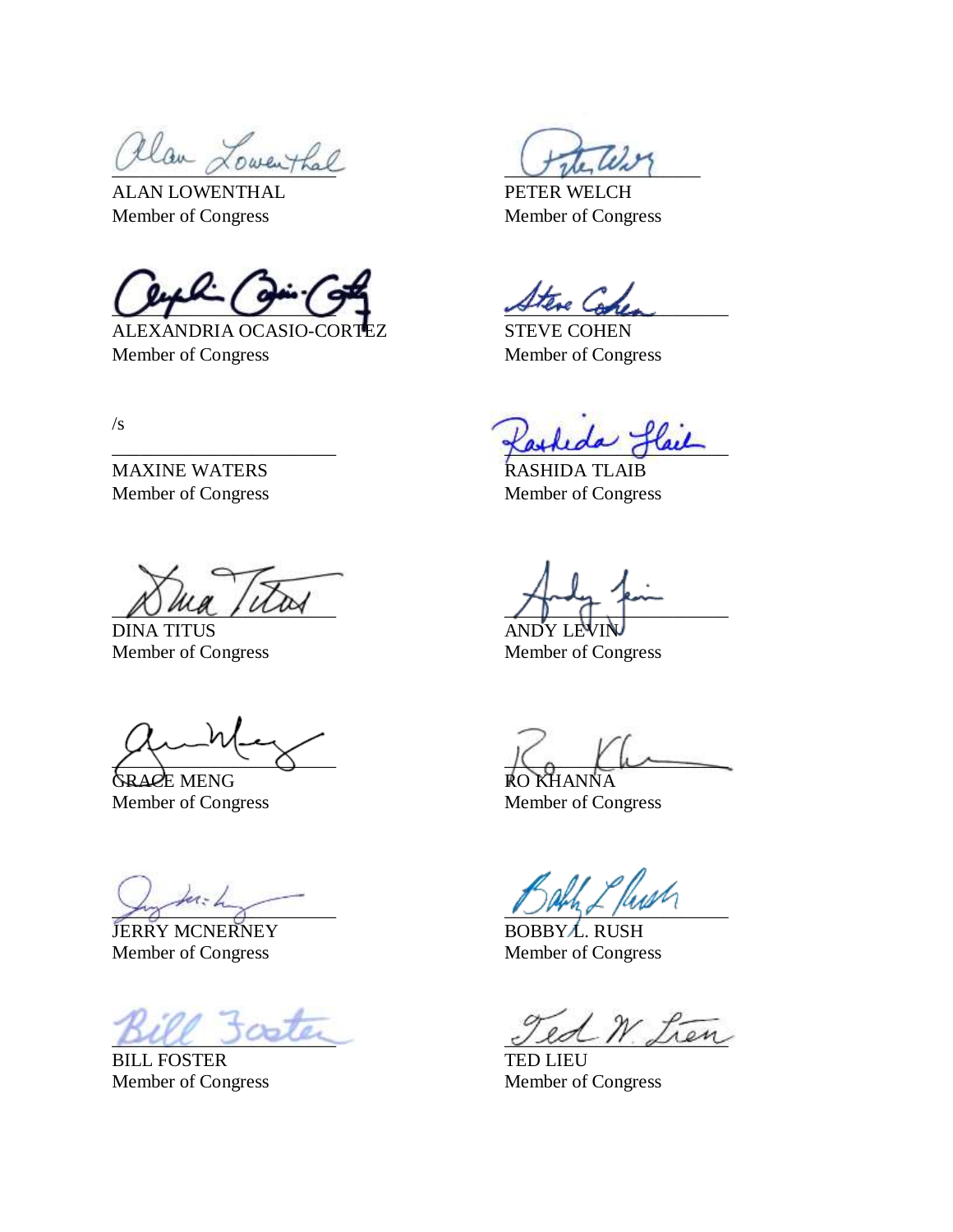ALAN LOWENTHAL
Member of Congress

PETER WELCH
Member of Congress

ALEXANDRIA OCASIO-CORTEZ
Member of Congress

STEVE COHEN
Member of Congress

/s

MAXINE WATERS
Member of Congress

RASHIDA TLAIB
Member of Congress

DINA TITUS
Member of Congress

ANDY LEVIN
Member of Congress

GRACE MENG
Member of Congress

RO KHANNA
Member of Congress

JERRY MCNERNEY
Member of Congress

BOBBY L. RUSH
Member of Congress

BILL FOSTER
Member of Congress

TED LIEU
Member of Congress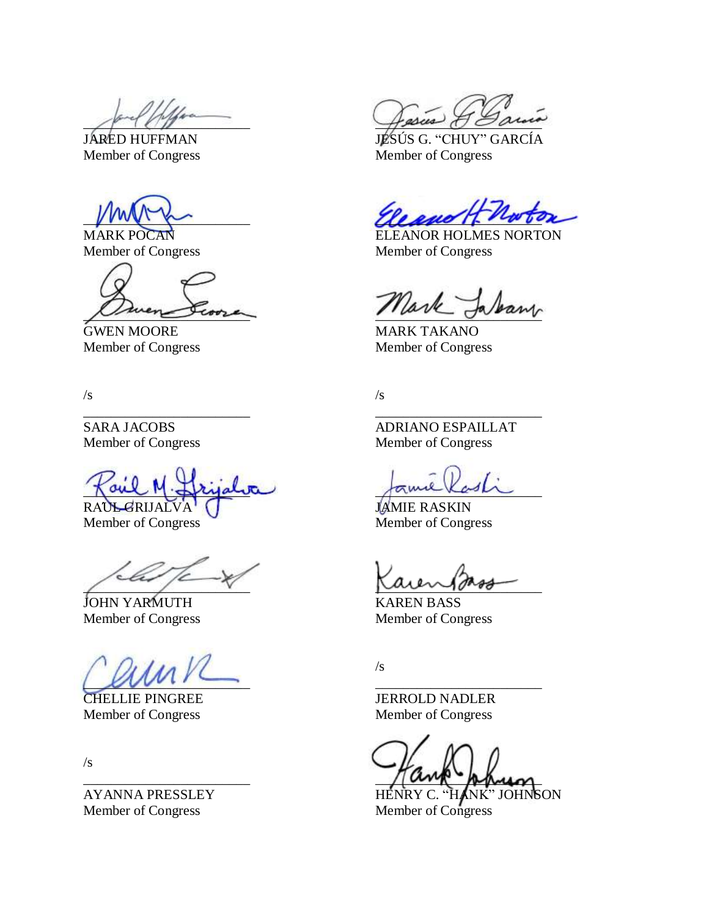JARED HUFFMAN
Member of Congress

JESÚS G. "CHUY" GARCÍA
Member of Congress

MARK POCAN
Member of Congress

ELEANOR HOLMES NORTON
Member of Congress

GWEN MOORE
Member of Congress

MARK TAKANO
Member of Congress

/s

SARA JACOBS
Member of Congress

/s

ADRIANO ESPAILLAT
Member of Congress

RAÚL GRIJALVA
Member of Congress

JAMIE RASKIN
Member of Congress

JOHN YARMUTH
Member of Congress

KAREN BASS
Member of Congress

CHELLIE PINGREE
Member of Congress

/s

JERROLD NADLER
Member of Congress

/s

AYANNA PRESSLEY
Member of Congress

HENRY C. "HANK" JOHNSON
Member of Congress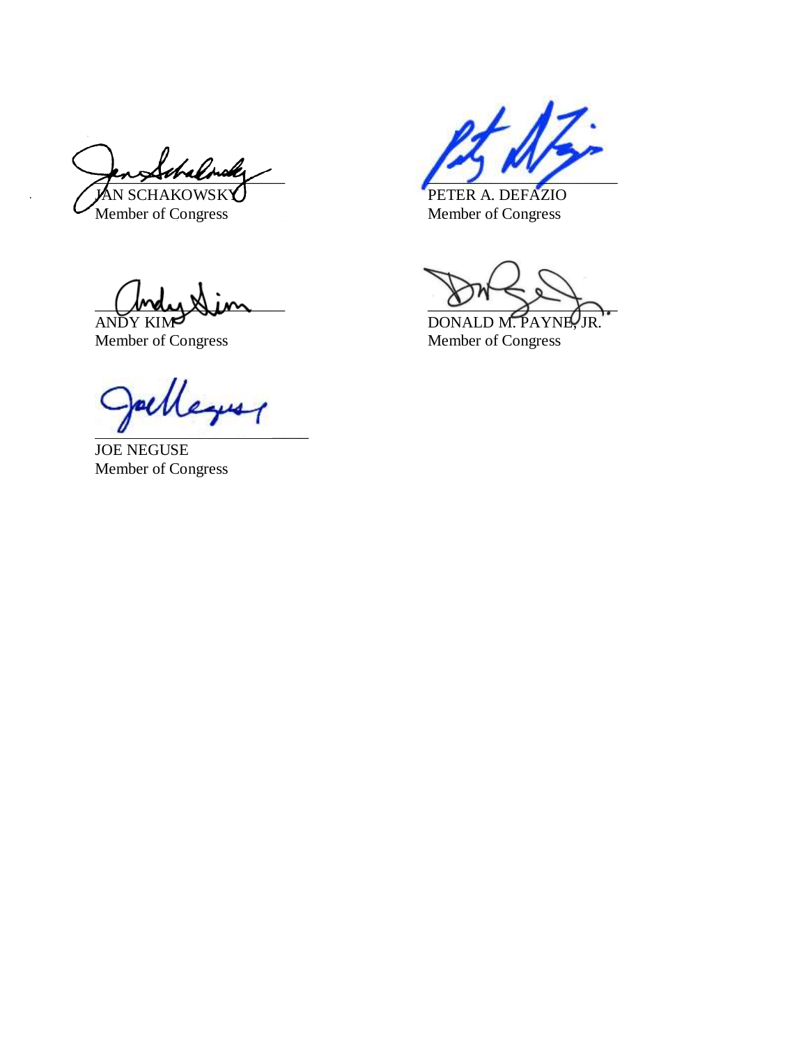JAN SCHAKOWSKY
Member of Congress

PETER A. DEFAZIO
Member of Congress

ANDY KIM
Member of Congress

DONALD M. PAYNE, JR.
Member of Congress

JOE NEGUSE
Member of Congress